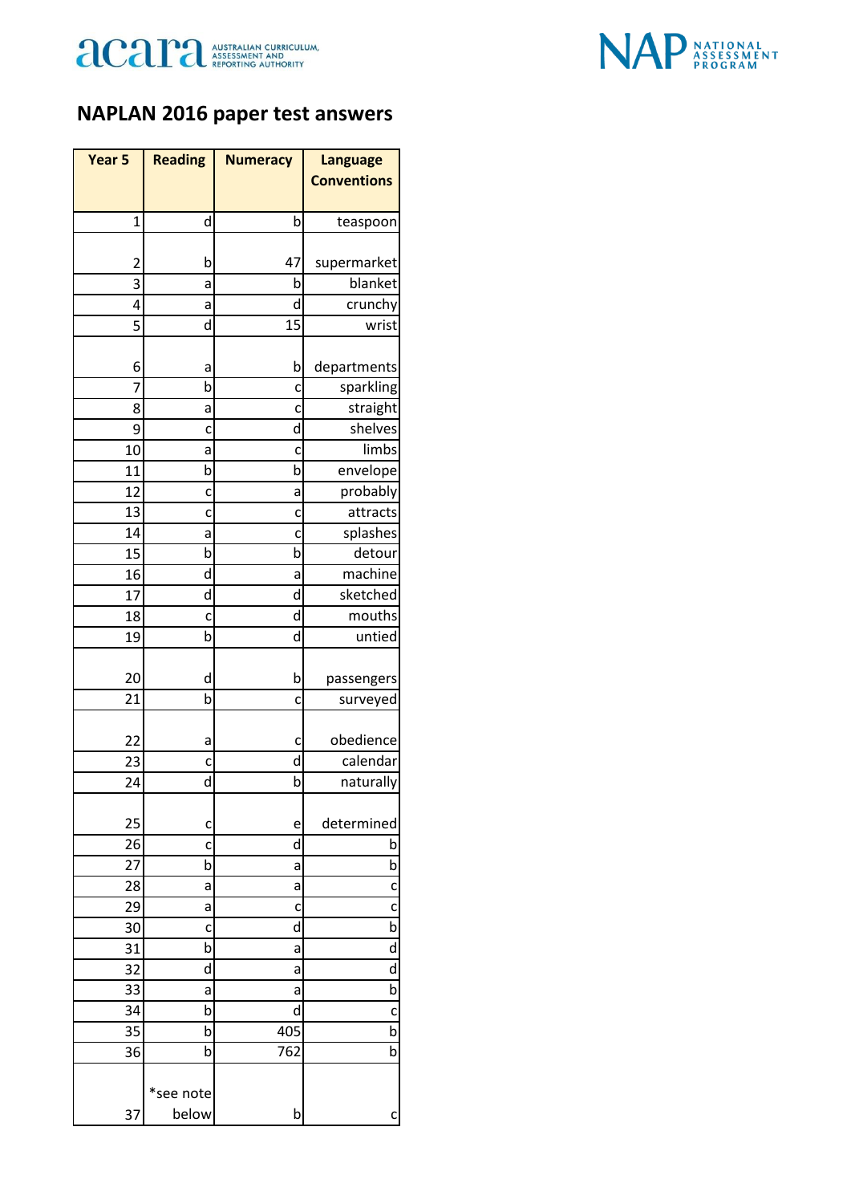acara AUSTRALIAN CURRICULUM, ASSESSMENT AND REPORTING AUTHORITY

NAP NATIONAL ASSESSMENT PROGRAM

# NAPLAN 2016 paper test answers

| Year 5 | Reading | Numeracy | Language Conventions |
|---|---|---|---|
| 1 | d | b | teaspoon |
| 2 | b | 47 | supermarket |
| 3 | a | b | blanket |
| 4 | a | d | crunchy |
| 5 | d | 15 | wrist |
| 6 | a | b | departments |
| 7 | b | c | sparkling |
| 8 | a | c | straight |
| 9 | c | d | shelves |
| 10 | a | c | limbs |
| 11 | b | b | envelope |
| 12 | c | a | probably |
| 13 | c | c | attracts |
| 14 | a | c | splashes |
| 15 | b | b | detour |
| 16 | d | a | machine |
| 17 | d | d | sketched |
| 18 | c | d | mouths |
| 19 | b | d | untied |
| 20 | d | b | passengers |
| 21 | b | c | surveyed |
| 22 | a | c | obedience |
| 23 | c | d | calendar |
| 24 | d | b | naturally |
| 25 | c | e | determined |
| 26 | c | d | b |
| 27 | b | a | b |
| 28 | a | a | c |
| 29 | a | c | c |
| 30 | c | d | b |
| 31 | b | a | d |
| 32 | d | a | d |
| 33 | a | a | b |
| 34 | b | d | c |
| 35 | b | 405 | b |
| 36 | b | 762 | b |
| 37 | *see note below | b | c |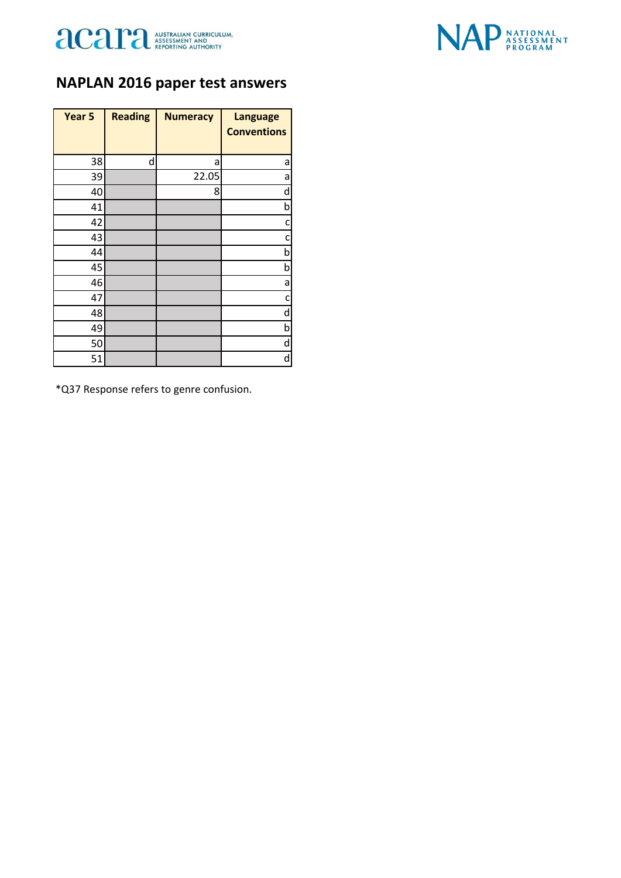## NAPLAN 2016 paper test answers

| Year 5 | Reading | Numeracy | Language Conventions |
|---|---|---|---|
| 38 | d | a | a |
| 39 | | 22.05 | a |
| 40 | | 8 | d |
| 41 | | | b |
| 42 | | | c |
| 43 | | | c |
| 44 | | | b |
| 45 | | | b |
| 46 | | | a |
| 47 | | | c |
| 48 | | | d |
| 49 | | | b |
| 50 | | | d |
| 51 | | | d |

*Q37 Response refers to genre confusion.